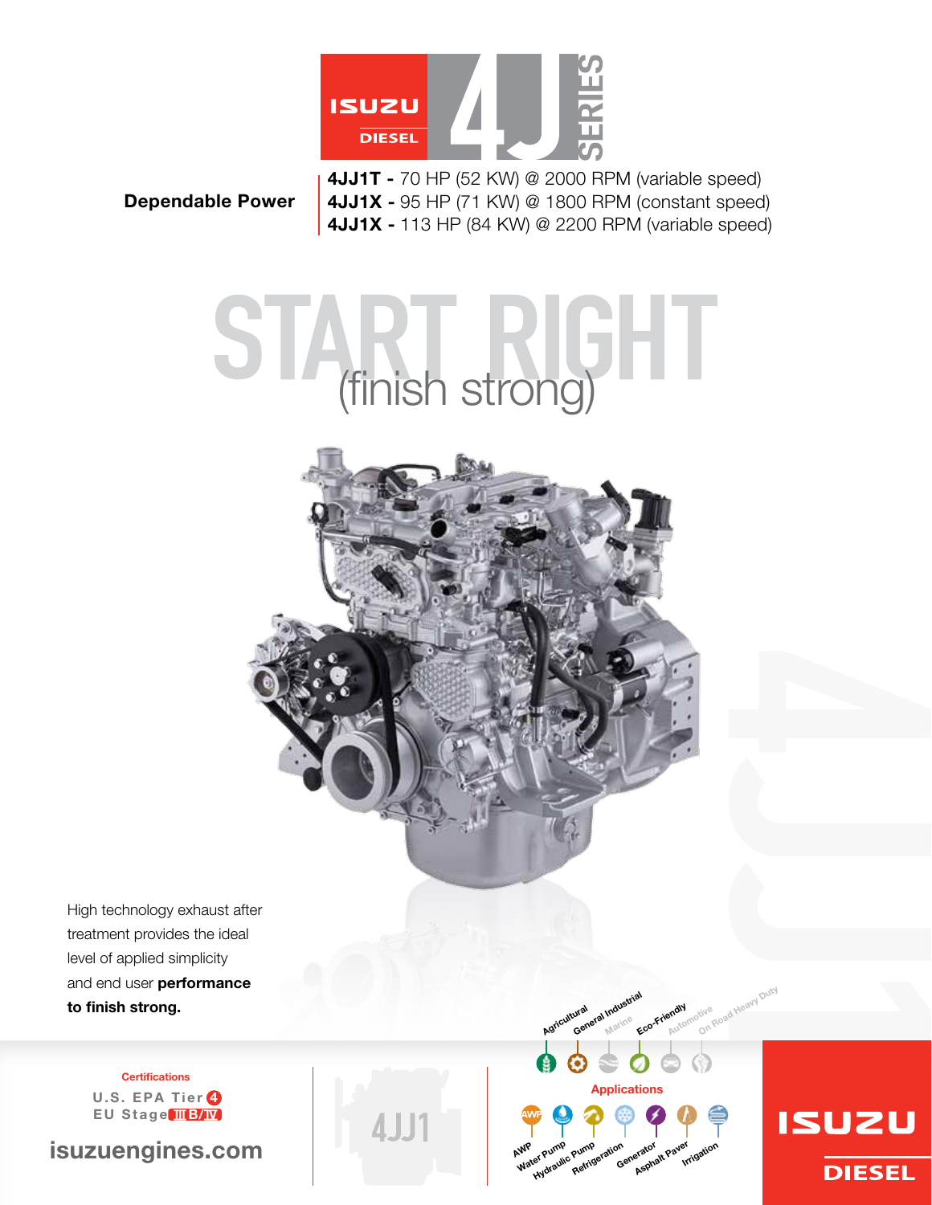# ISUZU DIESEL 4J SERIES

**Dependable Power**

**4JJ1T -** 70 HP (52 KW) @ 2000 RPM (variable speed)
**4JJ1X -** 95 HP (71 KW) @ 1800 RPM (constant speed)
**4JJ1X -** 113 HP (84 KW) @ 2200 RPM (variable speed)

# START RIGHT (finish strong)

High technology exhaust after treatment provides the ideal level of applied simplicity and end user **performance to finish strong.**

Agricultural | General Industrial | Marine | Eco-Friendly | Automotive | On Road Heavy Duty

**Certifications**

U.S. EPA Tier 4
EU Stage IIIB/IV

**isuzuengines.com**

4JJ1

**Applications**

AWP | Water Pump | Hydraulic Pump | Refrigeration | Generator | Asphalt Paver | Irrigation

ISUZU DIESEL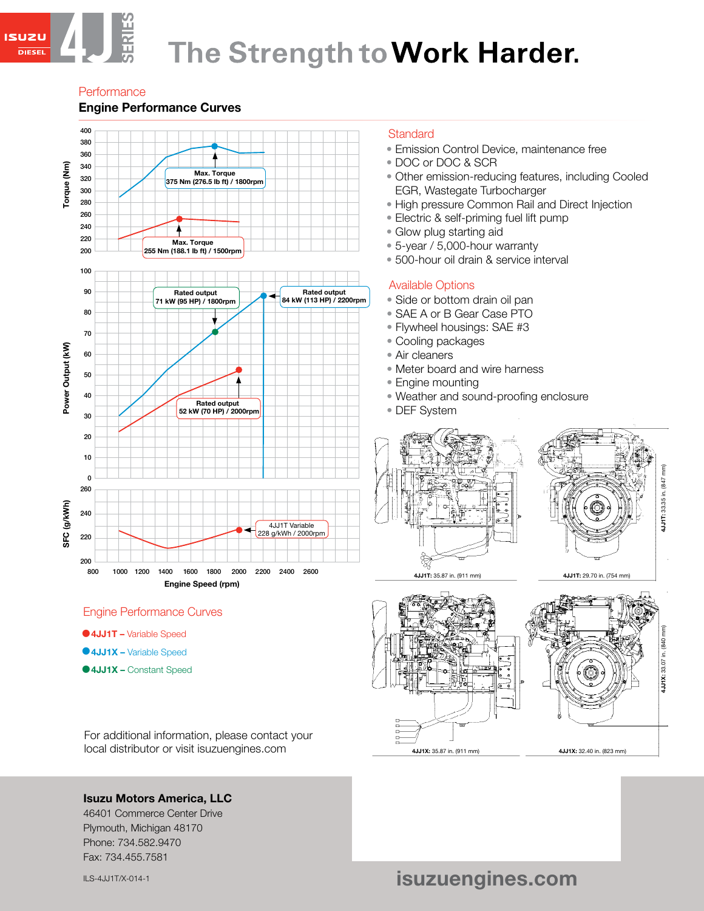# The Strength to Work Harder.

## Performance

### Engine Performance Curves

Torque (Nm)

400
380
360
340
320
300
280
260
240
220
200

Max. Torque
375 Nm (276.5 lb ft) / 1800rpm

Max. Torque
255 Nm (188.1 lb ft) / 1500rpm

Power Output (kW)

100
90
80
70
60
50
40
30
20
10
0

Rated output
71 kW (95 HP) / 1800rpm

Rated output
84 kW (113 HP) / 2200rpm

Rated output
52 kW (70 HP) / 2000rpm

SFC (g/kWh)

260
240
220
200

4JJ1T Variable
228 g/kWh / 2000rpm

800 1000 1200 1400 1600 1800 2000 2200 2400 2600

Engine Speed (rpm)

## Engine Performance Curves

- **4JJ1T –** Variable Speed
- **4JJ1X –** Variable Speed
- **4JJ1X –** Constant Speed

## Standard

- Emission Control Device, maintenance free
- DOC or DOC & SCR
- Other emission-reducing features, including Cooled EGR, Wastegate Turbocharger
- High pressure Common Rail and Direct Injection
- Electric & self-priming fuel lift pump
- Glow plug starting aid
- 5-year / 5,000-hour warranty
- 500-hour oil drain & service interval

## Available Options

- Side or bottom drain oil pan
- SAE A or B Gear Case PTO
- Flywheel housings: SAE #3
- Cooling packages
- Air cleaners
- Meter board and wire harness
- Engine mounting
- Weather and sound-proofing enclosure
- DEF System

**4JJ1T:** 35.87 in. (911 mm)

**4JJ1T:** 29.70 in. (754 mm)

**4JJ1T:** 33.35 in. (847 mm)

**4JJ1X:** 35.87 in. (911 mm)

**4JJ1X:** 32.40 in. (823 mm)

**4JJ1X:** 33.07 in. (840 mm)

For additional information, please contact your local distributor or visit isuzuengines.com

**Isuzu Motors America, LLC**
46401 Commerce Center Drive
Plymouth, Michigan 48170
Phone: 734.582.9470
Fax: 734.455.7581

ILS-4JJ1T/X-014-1

**isuzuengines.com**